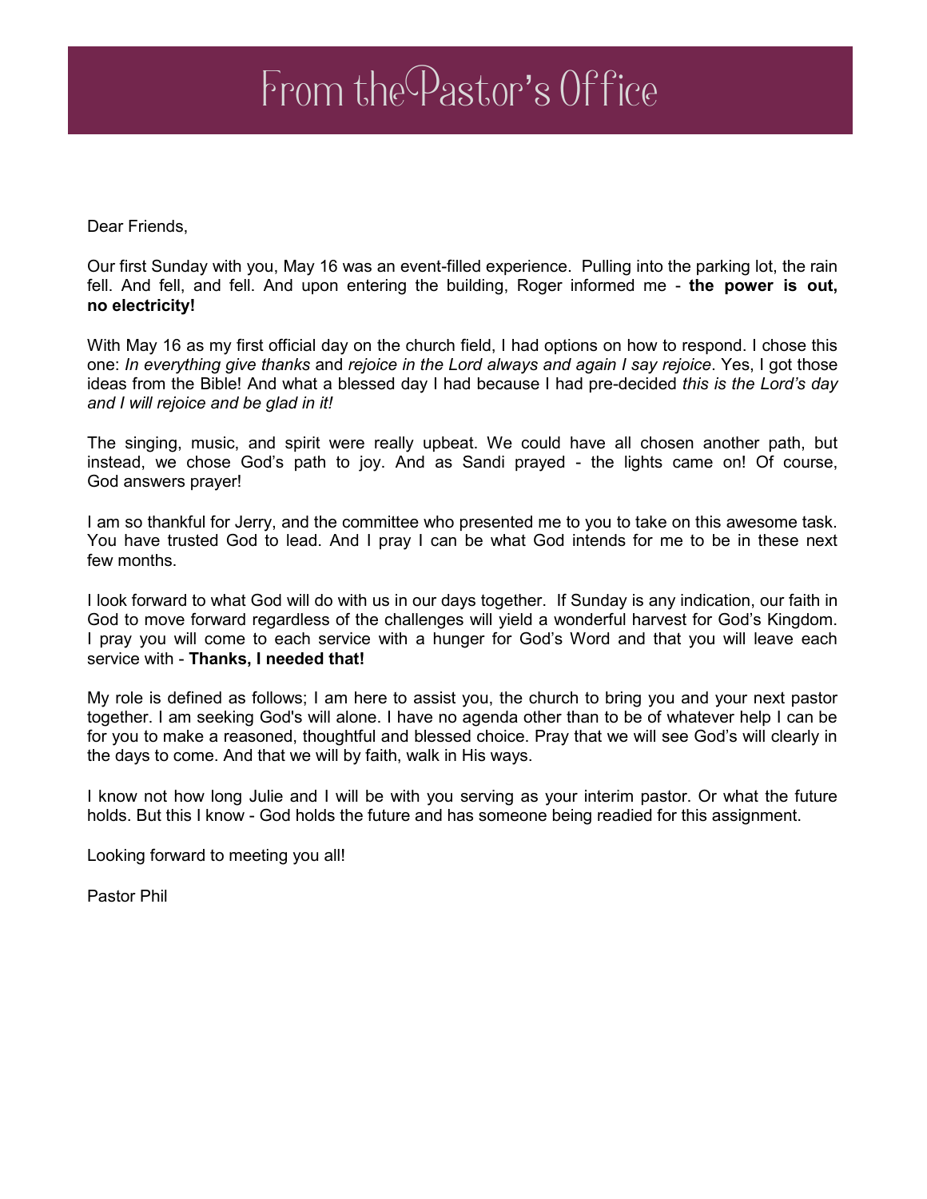# From the Pastor's Office

Dear Friends,

Our first Sunday with you, May 16 was an event-filled experience. Pulling into the parking lot, the rain fell. And fell, and fell. And upon entering the building, Roger informed me - **the power is out, no electricity!**

With May 16 as my first official day on the church field, I had options on how to respond. I chose this one: *In everything give thanks* and *rejoice in the Lord always and again I say rejoice*. Yes, I got those ideas from the Bible! And what a blessed day I had because I had pre-decided *this is the Lord's day and I will rejoice and be glad in it!*

The singing, music, and spirit were really upbeat. We could have all chosen another path, but instead, we chose God's path to joy. And as Sandi prayed - the lights came on! Of course, God answers prayer!

I am so thankful for Jerry, and the committee who presented me to you to take on this awesome task. You have trusted God to lead. And I pray I can be what God intends for me to be in these next few months.

I look forward to what God will do with us in our days together. If Sunday is any indication, our faith in God to move forward regardless of the challenges will yield a wonderful harvest for God's Kingdom. I pray you will come to each service with a hunger for God's Word and that you will leave each service with - **Thanks, I needed that!**

My role is defined as follows; I am here to assist you, the church to bring you and your next pastor together. I am seeking God's will alone. I have no agenda other than to be of whatever help I can be for you to make a reasoned, thoughtful and blessed choice. Pray that we will see God's will clearly in the days to come. And that we will by faith, walk in His ways.

I know not how long Julie and I will be with you serving as your interim pastor. Or what the future holds. But this I know - God holds the future and has someone being readied for this assignment.

Looking forward to meeting you all!

Pastor Phil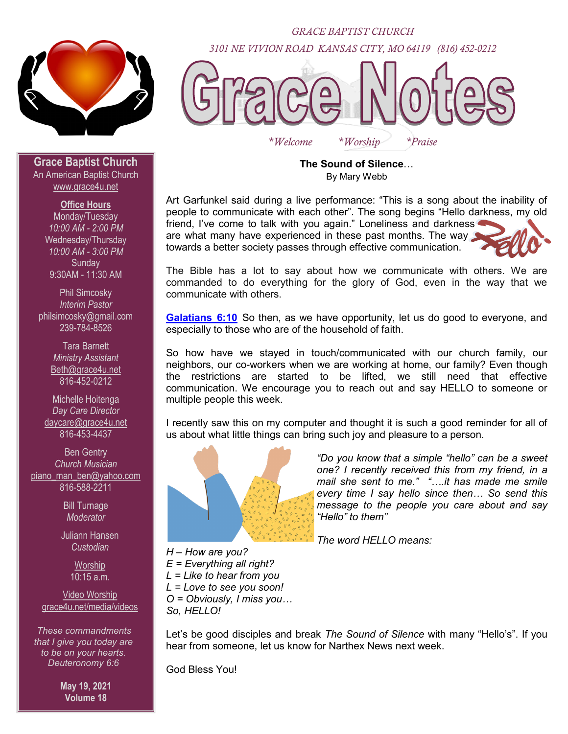GRACE BAPTIST CHURCH

3101 NE VIVION ROAD KANSAS CITY, MO 64119 (816) 452-0212

# Grace Notes

*Welcome *Worship *Praise

**Grace Baptist Church**
An American Baptist Church
www.grace4u.net

**Office Hours**
Monday/Tuesday
*10:00 AM - 2:00 PM*
Wednesday/Thursday
*10:00 AM - 3:00 PM*
Sunday
9:30AM - 11:30 AM

Phil Simcosky
*Interim Pastor*
philsimcosky@gmail.com
239-784-8526

Tara Barnett
*Ministry Assistant*
Beth@grace4u.net
816-452-0212

Michelle Hoitenga
*Day Care Director*
daycare@grace4u.net
816-453-4437

Ben Gentry
*Church Musician*
piano_man_ben@yahoo.com
816-588-2211

Bill Turnage
*Moderator*

Juliann Hansen
*Custodian*

Worship
10:15 a.m.

Video Worship
grace4u.net/media/videos

*These commandments that I give you today are to be on your hearts. Deuteronomy 6:6*

**May 19, 2021**
**Volume 18**

## The Sound of Silence…

By Mary Webb

Art Garfunkel said during a live performance: "This is a song about the inability of people to communicate with each other". The song begins "Hello darkness, my old friend, I've come to talk with you again." Loneliness and darkness are what many have experienced in these past months. The way towards a better society passes through effective communication.

The Bible has a lot to say about how we communicate with others. We are commanded to do everything for the glory of God, even in the way that we communicate with others.

**Galatians 6:10** So then, as we have opportunity, let us do good to everyone, and especially to those who are of the household of faith.

So how have we stayed in touch/communicated with our church family, our neighbors, our co-workers when we are working at home, our family? Even though the restrictions are started to be lifted, we still need that effective communication. We encourage you to reach out and say HELLO to someone or multiple people this week.

I recently saw this on my computer and thought it is such a good reminder for all of us about what little things can bring such joy and pleasure to a person.

*"Do you know that a simple "hello" can be a sweet one? I recently received this from my friend, in a mail she sent to me." "….it has made me smile every time I say hello since then… So send this message to the people you care about and say "Hello" to them"*

*The word HELLO means:*

*H – How are you?*
*E = Everything all right?*
*L = Like to hear from you*
*L = Love to see you soon!*
*O = Obviously, I miss you…*
*So, HELLO!*

Let's be good disciples and break *The Sound of Silence* with many "Hello's". If you hear from someone, let us know for Narthex News next week.

God Bless You!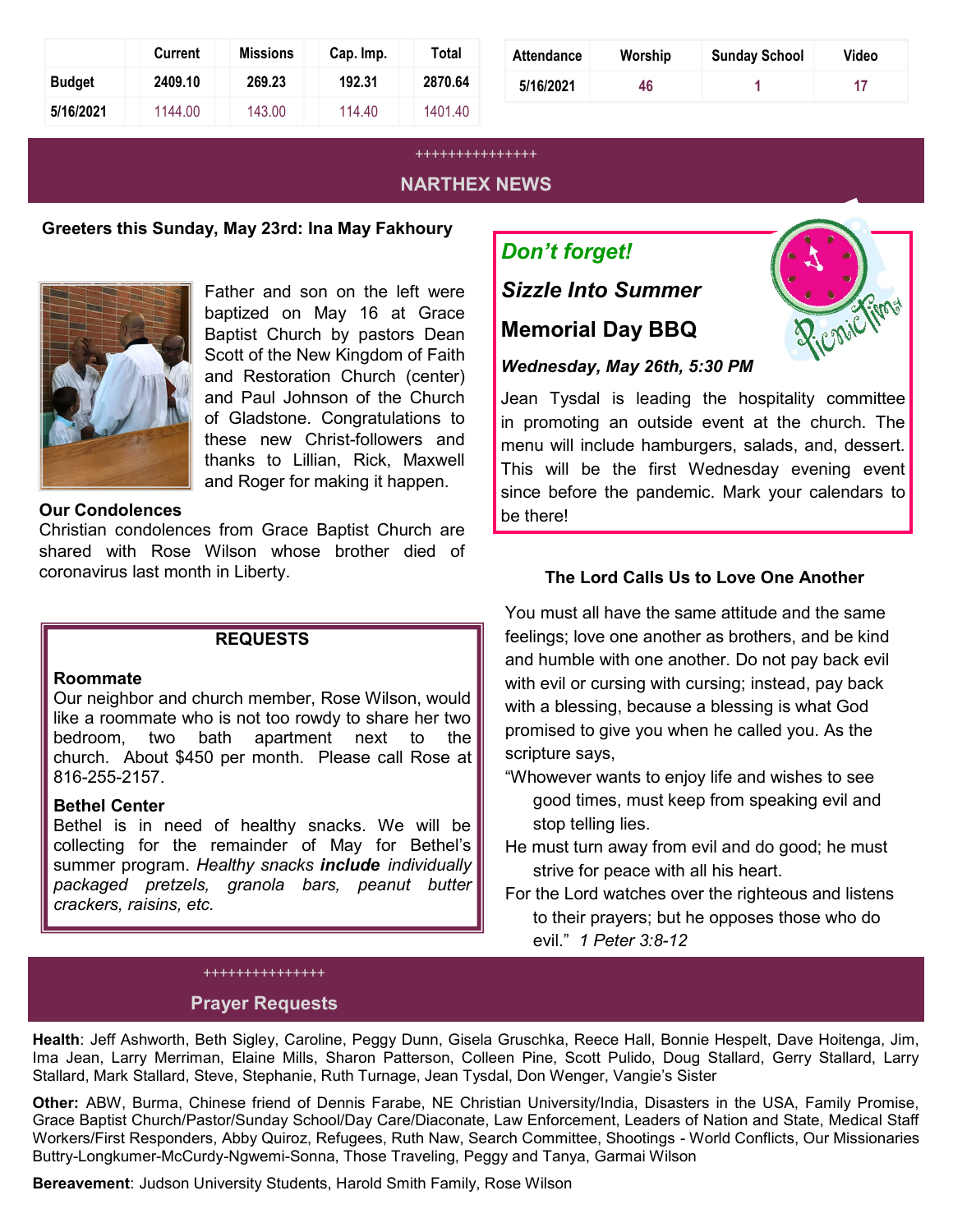| | Current | Missions | Cap. Imp. | Total |
|---|---|---|---|---|
| Budget | 2409.10 | 269.23 | 192.31 | 2870.64 |
| 5/16/2021 | 1144.00 | 143.00 | 114.40 | 1401.40 |

| Attendance | Worship | Sunday School | Video |
|---|---|---|---|
| 5/16/2021 | 46 | 1 | 17 |

+++++++++++++++

## NARTHEX NEWS

**Greeters this Sunday, May 23rd: Ina May Fakhoury**

Father and son on the left were baptized on May 16 at Grace Baptist Church by pastors Dean Scott of the New Kingdom of Faith and Restoration Church (center) and Paul Johnson of the Church of Gladstone. Congratulations to these new Christ-followers and thanks to Lillian, Rick, Maxwell and Roger for making it happen.

**Our Condolences**
Christian condolences from Grace Baptist Church are shared with Rose Wilson whose brother died of coronavirus last month in Liberty.

### REQUESTS

**Roommate**
Our neighbor and church member, Rose Wilson, would like a roommate who is not too rowdy to share her two bedroom, two bath apartment next to the church. About $450 per month. Please call Rose at 816-255-2157.

**Bethel Center**
Bethel is in need of healthy snacks. We will be collecting for the remainder of May for Bethel's summer program. *Healthy snacks **include** individually packaged pretzels, granola bars, peanut butter crackers, raisins, etc.*

***Don't forget!***

***Sizzle Into Summer***

**Memorial Day BBQ**

***Wednesday, May 26th, 5:30 PM***

Jean Tysdal is leading the hospitality committee in promoting an outside event at the church. The menu will include hamburgers, salads, and, dessert. This will be the first Wednesday evening event since before the pandemic. Mark your calendars to be there!

**The Lord Calls Us to Love One Another**

You must all have the same attitude and the same feelings; love one another as brothers, and be kind and humble with one another. Do not pay back evil with evil or cursing with cursing; instead, pay back with a blessing, because a blessing is what God promised to give you when he called you. As the scripture says,

"Whoever wants to enjoy life and wishes to see good times, must keep from speaking evil and stop telling lies.

He must turn away from evil and do good; he must strive for peace with all his heart.

For the Lord watches over the righteous and listens to their prayers; but he opposes those who do evil." *1 Peter 3:8-12*

+++++++++++++++

## Prayer Requests

**Health**: Jeff Ashworth, Beth Sigley, Caroline, Peggy Dunn, Gisela Gruschka, Reece Hall, Bonnie Hespelt, Dave Hoitenga, Jim, Ima Jean, Larry Merriman, Elaine Mills, Sharon Patterson, Colleen Pine, Scott Pulido, Doug Stallard, Gerry Stallard, Larry Stallard, Mark Stallard, Steve, Stephanie, Ruth Turnage, Jean Tysdal, Don Wenger, Vangie's Sister

**Other:** ABW, Burma, Chinese friend of Dennis Farabe, NE Christian University/India, Disasters in the USA, Family Promise, Grace Baptist Church/Pastor/Sunday School/Day Care/Diaconate, Law Enforcement, Leaders of Nation and State, Medical Staff Workers/First Responders, Abby Quiroz, Refugees, Ruth Naw, Search Committee, Shootings - World Conflicts, Our Missionaries Buttry-Longkumer-McCurdy-Ngwemi-Sonna, Those Traveling, Peggy and Tanya, Garmai Wilson

**Bereavement**: Judson University Students, Harold Smith Family, Rose Wilson